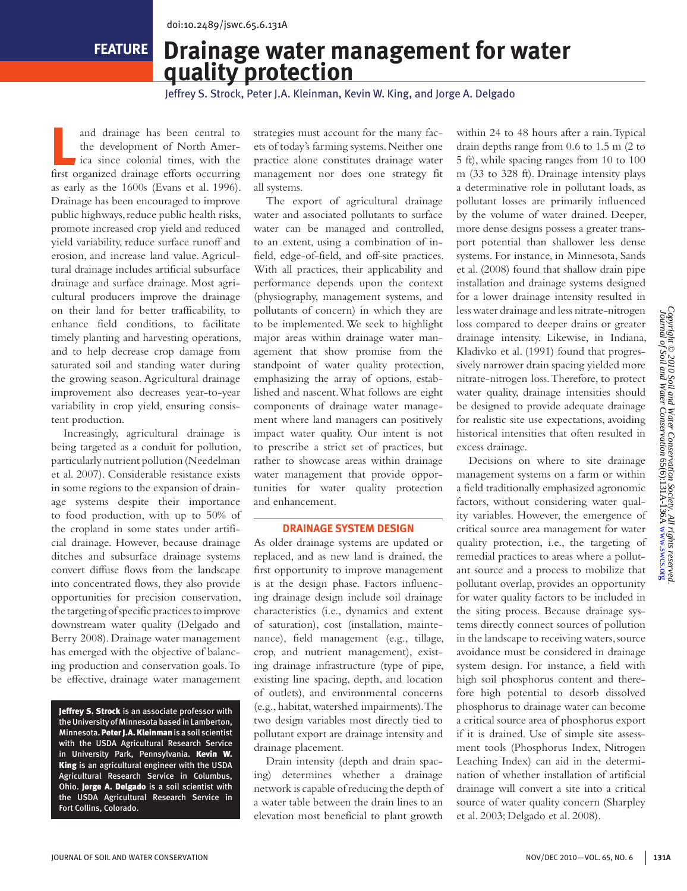doi:10.2489/jswc.65.6.131A

FEATURE

# Drainage water management for water quality protection

Jeffrey S. Strock, Peter J.A. Kleinman, Kevin W. King, and Jorge A. Delgado

Land drainage has been central to the development of North America since colonial times, with the first organized drainage efforts occurring as early as the 1600s (Evans et al. 1996). Drainage has been encouraged to improve public highways, reduce public health risks, promote increased crop yield and reduced yield variability, reduce surface runoff and erosion, and increase land value. Agricultural drainage includes artificial subsurface drainage and surface drainage. Most agricultural producers improve the drainage on their land for better trafficability, to enhance field conditions, to facilitate timely planting and harvesting operations, and to help decrease crop damage from saturated soil and standing water during the growing season. Agricultural drainage improvement also decreases year-to-year variability in crop yield, ensuring consistent production.

Increasingly, agricultural drainage is being targeted as a conduit for pollution, particularly nutrient pollution (Needelman et al. 2007). Considerable resistance exists in some regions to the expansion of drainage systems despite their importance to food production, with up to 50% of the cropland in some states under artificial drainage. However, because drainage ditches and subsurface drainage systems convert diffuse flows from the landscape into concentrated flows, they also provide opportunities for precision conservation, the targeting of specific practices to improve downstream water quality (Delgado and Berry 2008). Drainage water management has emerged with the objective of balancing production and conservation goals. To be effective, drainage water management strategies must account for the many facets of today's farming systems. Neither one practice alone constitutes drainage water management nor does one strategy fit all systems.

The export of agricultural drainage water and associated pollutants to surface water can be managed and controlled, to an extent, using a combination of in-field, edge-of-field, and off-site practices. With all practices, their applicability and performance depends upon the context (physiography, management systems, and pollutants of concern) in which they are to be implemented. We seek to highlight major areas within drainage water management that show promise from the standpoint of water quality protection, emphasizing the array of options, established and nascent. What follows are eight components of drainage water management where land managers can positively impact water quality. Our intent is not to prescribe a strict set of practices, but rather to showcase areas within drainage water management that provide opportunities for water quality protection and enhancement.

**Jeffrey S. Strock** is an associate professor with the University of Minnesota based in Lamberton, Minnesota. **Peter J.A. Kleinman** is a soil scientist with the USDA Agricultural Research Service in University Park, Pennsylvania. **Kevin W. King** is an agricultural engineer with the USDA Agricultural Research Service in Columbus, Ohio. **Jorge A. Delgado** is a soil scientist with the USDA Agricultural Research Service in Fort Collins, Colorado.

## DRAINAGE SYSTEM DESIGN

As older drainage systems are updated or replaced, and as new land is drained, the first opportunity to improve management is at the design phase. Factors influencing drainage design include soil drainage characteristics (i.e., dynamics and extent of saturation), cost (installation, maintenance), field management (e.g., tillage, crop, and nutrient management), existing drainage infrastructure (type of pipe, existing line spacing, depth, and location of outlets), and environmental concerns (e.g., habitat, watershed impairments). The two design variables most directly tied to pollutant export are drainage intensity and drainage placement.

Drain intensity (depth and drain spacing) determines whether a drainage network is capable of reducing the depth of a water table between the drain lines to an elevation most beneficial to plant growth within 24 to 48 hours after a rain. Typical drain depths range from 0.6 to 1.5 m (2 to 5 ft), while spacing ranges from 10 to 100 m (33 to 328 ft). Drainage intensity plays a determinative role in pollutant loads, as pollutant losses are primarily influenced by the volume of water drained. Deeper, more dense designs possess a greater transport potential than shallower less dense systems. For instance, in Minnesota, Sands et al. (2008) found that shallow drain pipe installation and drainage systems designed for a lower drainage intensity resulted in less water drainage and less nitrate-nitrogen loss compared to deeper drains or greater drainage intensity. Likewise, in Indiana, Kladivko et al. (1991) found that progressively narrower drain spacing yielded more nitrate-nitrogen loss. Therefore, to protect water quality, drainage intensities should be designed to provide adequate drainage for realistic site use expectations, avoiding historical intensities that often resulted in excess drainage.

Decisions on where to site drainage management systems on a farm or within a field traditionally emphasized agronomic factors, without considering water quality variables. However, the emergence of critical source area management for water quality protection, i.e., the targeting of remedial practices to areas where a pollutant source and a process to mobilize that pollutant overlap, provides an opportunity for water quality factors to be included in the siting process. Because drainage systems directly connect sources of pollution in the landscape to receiving waters, source avoidance must be considered in drainage system design. For instance, a field with high soil phosphorus content and therefore high potential to desorb dissolved phosphorus to drainage water can become a critical source area of phosphorus export if it is drained. Use of simple site assessment tools (Phosphorus Index, Nitrogen Leaching Index) can aid in the determination of whether installation of artificial drainage will convert a site into a critical source of water quality concern (Sharpley et al. 2003; Delgado et al. 2008).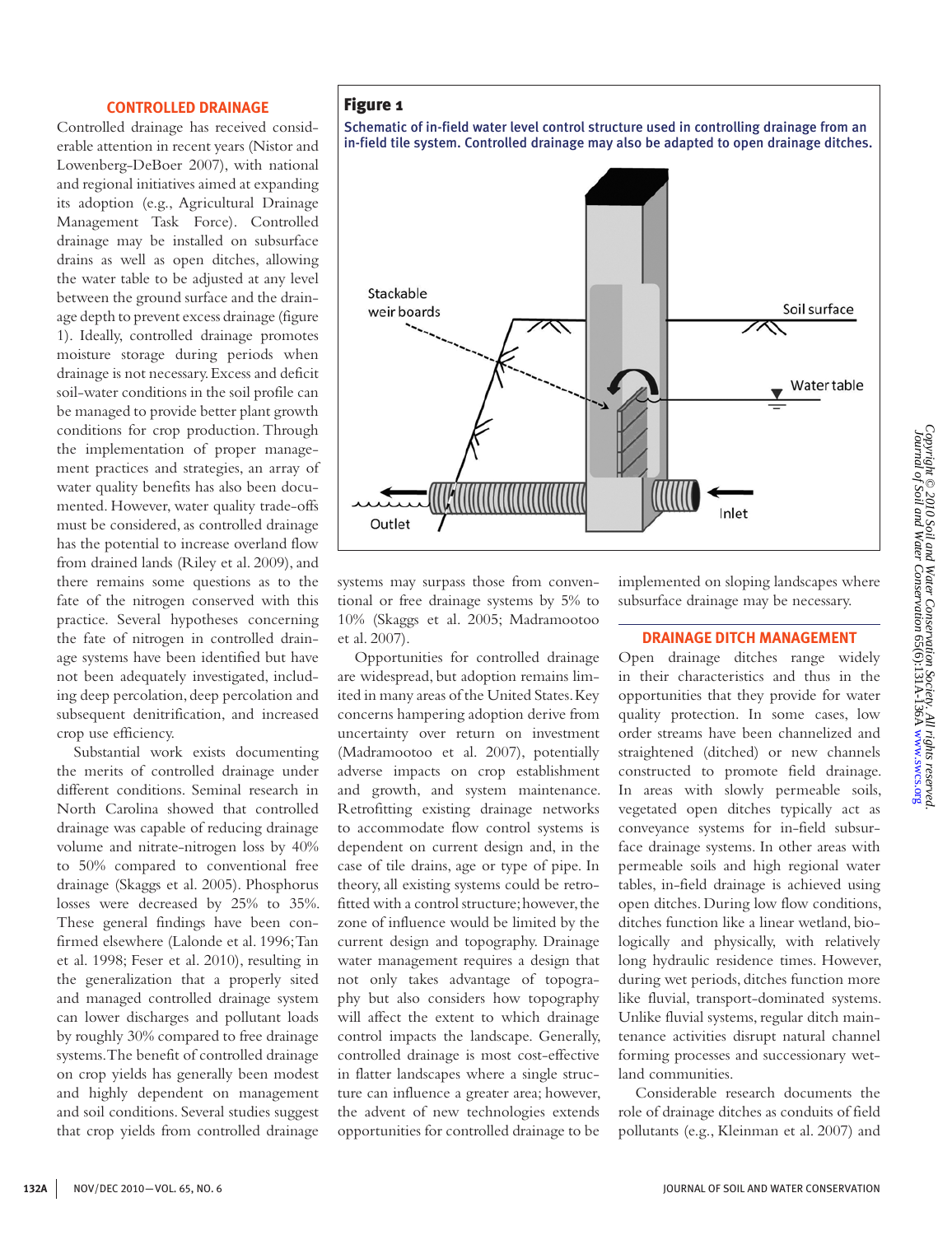## CONTROLLED DRAINAGE

Controlled drainage has received considerable attention in recent years (Nistor and Lowenberg-DeBoer 2007), with national and regional initiatives aimed at expanding its adoption (e.g., Agricultural Drainage Management Task Force). Controlled drainage may be installed on subsurface drains as well as open ditches, allowing the water table to be adjusted at any level between the ground surface and the drainage depth to prevent excess drainage (figure 1). Ideally, controlled drainage promotes moisture storage during periods when drainage is not necessary. Excess and deficit soil-water conditions in the soil profile can be managed to provide better plant growth conditions for crop production. Through the implementation of proper management practices and strategies, an array of water quality benefits has also been documented. However, water quality trade-offs must be considered, as controlled drainage has the potential to increase overland flow from drained lands (Riley et al. 2009), and there remains some questions as to the fate of the nitrogen conserved with this practice. Several hypotheses concerning the fate of nitrogen in controlled drainage systems have been identified but have not been adequately investigated, including deep percolation, deep percolation and subsequent denitrification, and increased crop use efficiency.

Substantial work exists documenting the merits of controlled drainage under different conditions. Seminal research in North Carolina showed that controlled drainage was capable of reducing drainage volume and nitrate-nitrogen loss by 40% to 50% compared to conventional free drainage (Skaggs et al. 2005). Phosphorus losses were decreased by 25% to 35%. These general findings have been confirmed elsewhere (Lalonde et al. 1996; Tan et al. 1998; Feser et al. 2010), resulting in the generalization that a properly sited and managed controlled drainage system can lower discharges and pollutant loads by roughly 30% compared to free drainage systems. The benefit of controlled drainage on crop yields has generally been modest and highly dependent on management and soil conditions. Several studies suggest that crop yields from controlled drainage systems may surpass those from conventional or free drainage systems by 5% to 10% (Skaggs et al. 2005; Madramootoo et al. 2007).

**Figure 1**

Schematic of in-field water level control structure used in controlling drainage from an in-field tile system. Controlled drainage may also be adapted to open drainage ditches.

Stackable weir boards

Soil surface

Water table

Outlet

Inlet

Opportunities for controlled drainage are widespread, but adoption remains limited in many areas of the United States. Key concerns hampering adoption derive from uncertainty over return on investment (Madramootoo et al. 2007), potentially adverse impacts on crop establishment and growth, and system maintenance. Retrofitting existing drainage networks to accommodate flow control systems is dependent on current design and, in the case of tile drains, age or type of pipe. In theory, all existing systems could be retrofitted with a control structure; however, the zone of influence would be limited by the current design and topography. Drainage water management requires a design that not only takes advantage of topography but also considers how topography will affect the extent to which drainage control impacts the landscape. Generally, controlled drainage is most cost-effective in flatter landscapes where a single structure can influence a greater area; however, the advent of new technologies extends opportunities for controlled drainage to be implemented on sloping landscapes where subsurface drainage may be necessary.

## DRAINAGE DITCH MANAGEMENT

Open drainage ditches range widely in their characteristics and thus in the opportunities that they provide for water quality protection. In some cases, low order streams have been channelized and straightened (ditched) or new channels constructed to promote field drainage. In areas with slowly permeable soils, vegetated open ditches typically act as conveyance systems for in-field subsurface drainage systems. In other areas with permeable soils and high regional water tables, in-field drainage is achieved using open ditches. During low flow conditions, ditches function like a linear wetland, biologically and physically, with relatively long hydraulic residence times. However, during wet periods, ditches function more like fluvial, transport-dominated systems. Unlike fluvial systems, regular ditch maintenance activities disrupt natural channel forming processes and successionary wetland communities.

Considerable research documents the role of drainage ditches as conduits of field pollutants (e.g., Kleinman et al. 2007) and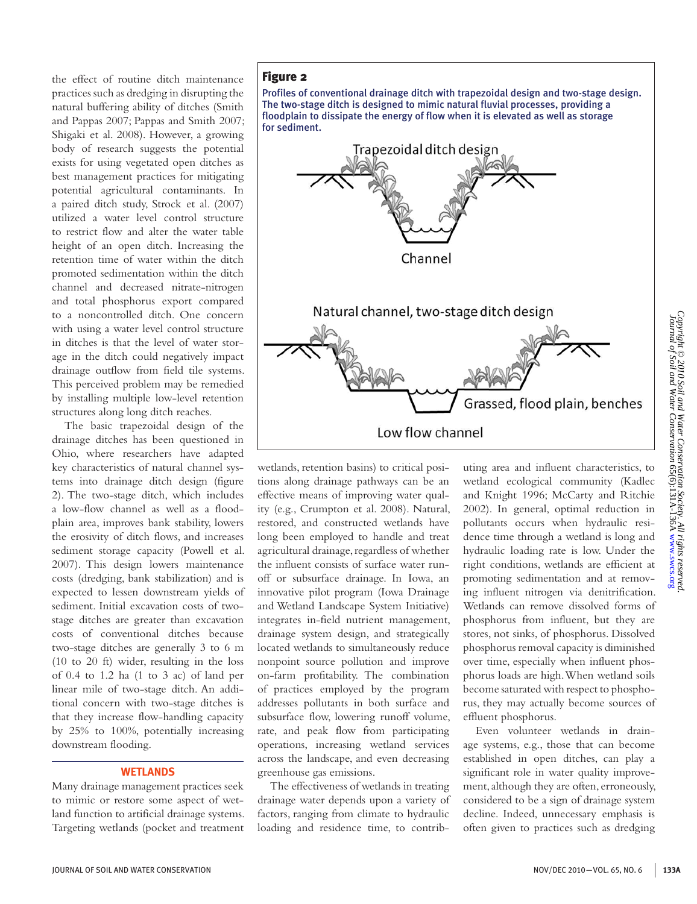the effect of routine ditch maintenance practices such as dredging in disrupting the natural buffering ability of ditches (Smith and Pappas 2007; Pappas and Smith 2007; Shigaki et al. 2008). However, a growing body of research suggests the potential exists for using vegetated open ditches as best management practices for mitigating potential agricultural contaminants. In a paired ditch study, Strock et al. (2007) utilized a water level control structure to restrict flow and alter the water table height of an open ditch. Increasing the retention time of water within the ditch promoted sedimentation within the ditch channel and decreased nitrate-nitrogen and total phosphorus export compared to a noncontrolled ditch. One concern with using a water level control structure in ditches is that the level of water storage in the ditch could negatively impact drainage outflow from field tile systems. This perceived problem may be remedied by installing multiple low-level retention structures along long ditch reaches.

The basic trapezoidal design of the drainage ditches has been questioned in Ohio, where researchers have adapted key characteristics of natural channel systems into drainage ditch design (figure 2). The two-stage ditch, which includes a low-flow channel as well as a floodplain area, improves bank stability, lowers the erosivity of ditch flows, and increases sediment storage capacity (Powell et al. 2007). This design lowers maintenance costs (dredging, bank stabilization) and is expected to lessen downstream yields of sediment. Initial excavation costs of two-stage ditches are greater than excavation costs of conventional ditches because two-stage ditches are generally 3 to 6 m (10 to 20 ft) wider, resulting in the loss of 0.4 to 1.2 ha (1 to 3 ac) of land per linear mile of two-stage ditch. An additional concern with two-stage ditches is that they increase flow-handling capacity by 25% to 100%, potentially increasing downstream flooding.

**Figure 2**

Profiles of conventional drainage ditch with trapezoidal design and two-stage design. The two-stage ditch is designed to mimic natural fluvial processes, providing a floodplain to dissipate the energy of flow when it is elevated as well as storage for sediment.

Trapezoidal ditch design

Channel

Natural channel, two-stage ditch design

Grassed, flood plain, benches

Low flow channel

## WETLANDS

Many drainage management practices seek to mimic or restore some aspect of wetland function to artificial drainage systems. Targeting wetlands (pocket and treatment wetlands, retention basins) to critical positions along drainage pathways can be an effective means of improving water quality (e.g., Crumpton et al. 2008). Natural, restored, and constructed wetlands have long been employed to handle and treat agricultural drainage, regardless of whether the influent consists of surface water runoff or subsurface drainage. In Iowa, an innovative pilot program (Iowa Drainage and Wetland Landscape System Initiative) integrates in-field nutrient management, drainage system design, and strategically located wetlands to simultaneously reduce nonpoint source pollution and improve on-farm profitability. The combination of practices employed by the program addresses pollutants in both surface and subsurface flow, lowering runoff volume, rate, and peak flow from participating operations, increasing wetland services across the landscape, and even decreasing greenhouse gas emissions.

The effectiveness of wetlands in treating drainage water depends upon a variety of factors, ranging from climate to hydraulic loading and residence time, to contributing area and influent characteristics, to wetland ecological community (Kadlec and Knight 1996; McCarty and Ritchie 2002). In general, optimal reduction in pollutants occurs when hydraulic residence time through a wetland is long and hydraulic loading rate is low. Under the right conditions, wetlands are efficient at promoting sedimentation and at removing influent nitrogen via denitrification. Wetlands can remove dissolved forms of phosphorus from influent, but they are stores, not sinks, of phosphorus. Dissolved phosphorus removal capacity is diminished over time, especially when influent phosphorus loads are high. When wetland soils become saturated with respect to phosphorus, they may actually become sources of effluent phosphorus.

Even volunteer wetlands in drainage systems, e.g., those that can become established in open ditches, can play a significant role in water quality improvement, although they are often, erroneously, considered to be a sign of drainage system decline. Indeed, unnecessary emphasis is often given to practices such as dredging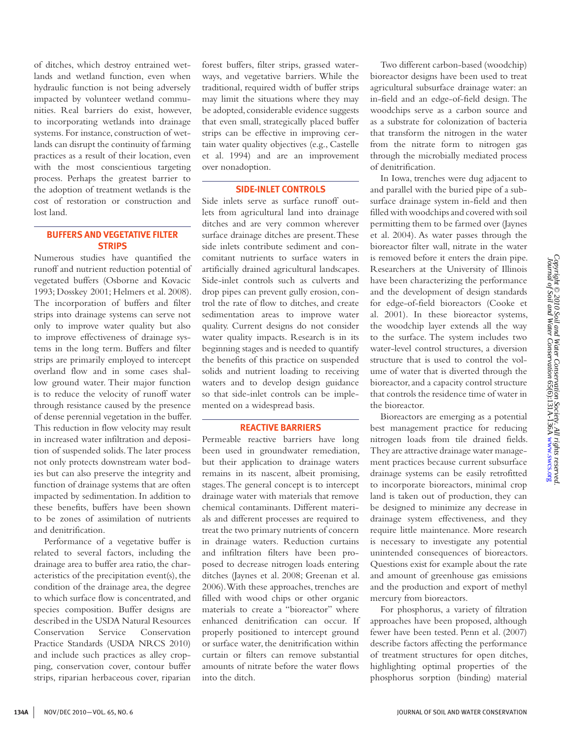of ditches, which destroy entrained wetlands and wetland function, even when hydraulic function is not being adversely impacted by volunteer wetland communities. Real barriers do exist, however, to incorporating wetlands into drainage systems. For instance, construction of wetlands can disrupt the continuity of farming practices as a result of their location, even with the most conscientious targeting process. Perhaps the greatest barrier to the adoption of treatment wetlands is the cost of restoration or construction and lost land.

## BUFFERS AND VEGETATIVE FILTER STRIPS

Numerous studies have quantified the runoff and nutrient reduction potential of vegetated buffers (Osborne and Kovacic 1993; Dosskey 2001; Helmers et al. 2008). The incorporation of buffers and filter strips into drainage systems can serve not only to improve water quality but also to improve effectiveness of drainage systems in the long term. Buffers and filter strips are primarily employed to intercept overland flow and in some cases shallow ground water. Their major function is to reduce the velocity of runoff water through resistance caused by the presence of dense perennial vegetation in the buffer. This reduction in flow velocity may result in increased water infiltration and deposition of suspended solids. The later process not only protects downstream water bodies but can also preserve the integrity and function of drainage systems that are often impacted by sedimentation. In addition to these benefits, buffers have been shown to be zones of assimilation of nutrients and denitrification.

Performance of a vegetative buffer is related to several factors, including the drainage area to buffer area ratio, the characteristics of the precipitation event(s), the condition of the drainage area, the degree to which surface flow is concentrated, and species composition. Buffer designs are described in the USDA Natural Resources Conservation Service Conservation Practice Standards (USDA NRCS 2010) and include such practices as alley cropping, conservation cover, contour buffer strips, riparian herbaceous cover, riparian forest buffers, filter strips, grassed waterways, and vegetative barriers. While the traditional, required width of buffer strips may limit the situations where they may be adopted, considerable evidence suggests that even small, strategically placed buffer strips can be effective in improving certain water quality objectives (e.g., Castelle et al. 1994) and are an improvement over nonadoption.

## SIDE-INLET CONTROLS

Side inlets serve as surface runoff outlets from agricultural land into drainage ditches and are very common wherever surface drainage ditches are present. These side inlets contribute sediment and concomitant nutrients to surface waters in artificially drained agricultural landscapes. Side-inlet controls such as culverts and drop pipes can prevent gully erosion, control the rate of flow to ditches, and create sedimentation areas to improve water quality. Current designs do not consider water quality impacts. Research is in its beginning stages and is needed to quantify the benefits of this practice on suspended solids and nutrient loading to receiving waters and to develop design guidance so that side-inlet controls can be implemented on a widespread basis.

## REACTIVE BARRIERS

Permeable reactive barriers have long been used in groundwater remediation, but their application to drainage waters remains in its nascent, albeit promising, stages. The general concept is to intercept drainage water with materials that remove chemical contaminants. Different materials and different processes are required to treat the two primary nutrients of concern in drainage waters. Reduction curtains and infiltration filters have been proposed to decrease nitrogen loads entering ditches (Jaynes et al. 2008; Greenan et al. 2006). With these approaches, trenches are filled with wood chips or other organic materials to create a "bioreactor" where enhanced denitrification can occur. If properly positioned to intercept ground or surface water, the denitrification within curtain or filters can remove substantial amounts of nitrate before the water flows into the ditch.

Two different carbon-based (woodchip) bioreactor designs have been used to treat agricultural subsurface drainage water: an in-field and an edge-of-field design. The woodchips serve as a carbon source and as a substrate for colonization of bacteria that transform the nitrogen in the water from the nitrate form to nitrogen gas through the microbially mediated process of denitrification.

In Iowa, trenches were dug adjacent to and parallel with the buried pipe of a subsurface drainage system in-field and then filled with woodchips and covered with soil permitting them to be farmed over (Jaynes et al. 2004). As water passes through the bioreactor filter wall, nitrate in the water is removed before it enters the drain pipe. Researchers at the University of Illinois have been characterizing the performance and the development of design standards for edge-of-field bioreactors (Cooke et al. 2001). In these bioreactor systems, the woodchip layer extends all the way to the surface. The system includes two water-level control structures, a diversion structure that is used to control the volume of water that is diverted through the bioreactor, and a capacity control structure that controls the residence time of water in the bioreactor.

Bioreactors are emerging as a potential best management practice for reducing nitrogen loads from tile drained fields. They are attractive drainage water management practices because current subsurface drainage systems can be easily retrofitted to incorporate bioreactors, minimal crop land is taken out of production, they can be designed to minimize any decrease in drainage system effectiveness, and they require little maintenance. More research is necessary to investigate any potential unintended consequences of bioreactors. Questions exist for example about the rate and amount of greenhouse gas emissions and the production and export of methyl mercury from bioreactors.

For phosphorus, a variety of filtration approaches have been proposed, although fewer have been tested. Penn et al. (2007) describe factors affecting the performance of treatment structures for open ditches, highlighting optimal properties of the phosphorus sorption (binding) material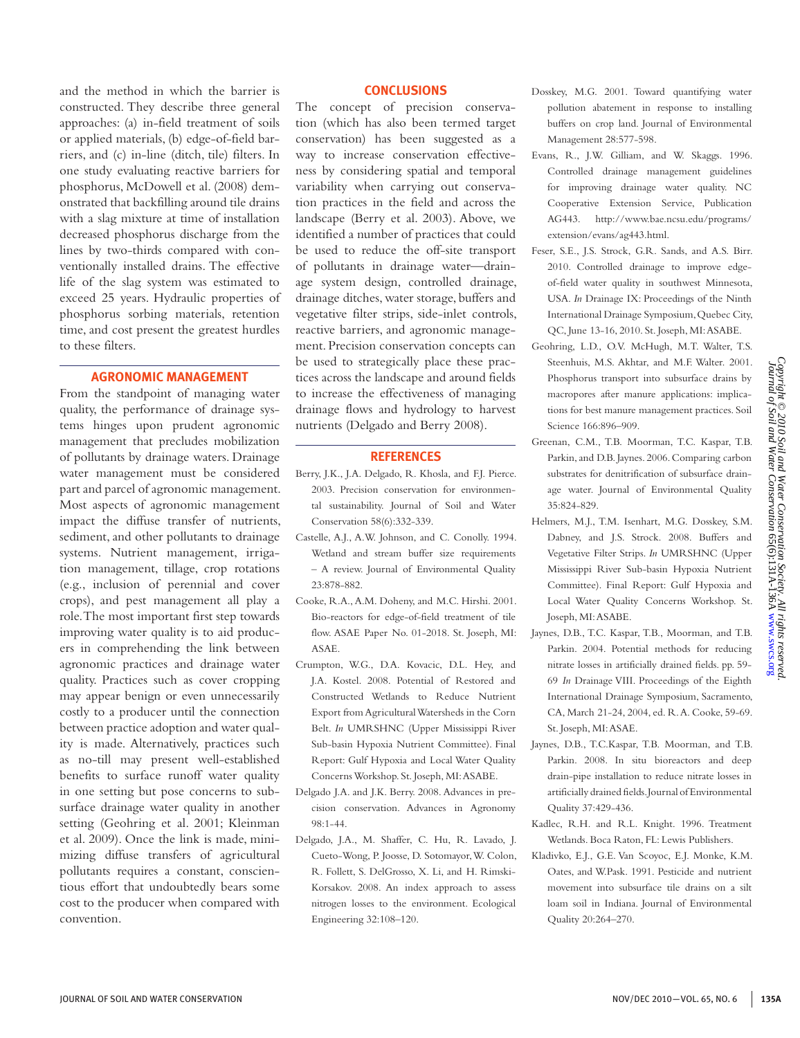and the method in which the barrier is constructed. They describe three general approaches: (a) in-field treatment of soils or applied materials, (b) edge-of-field barriers, and (c) in-line (ditch, tile) filters. In one study evaluating reactive barriers for phosphorus, McDowell et al. (2008) demonstrated that backfilling around tile drains with a slag mixture at time of installation decreased phosphorus discharge from the lines by two-thirds compared with conventionally installed drains. The effective life of the slag system was estimated to exceed 25 years. Hydraulic properties of phosphorus sorbing materials, retention time, and cost present the greatest hurdles to these filters.

## AGRONOMIC MANAGEMENT

From the standpoint of managing water quality, the performance of drainage systems hinges upon prudent agronomic management that precludes mobilization of pollutants by drainage waters. Drainage water management must be considered part and parcel of agronomic management. Most aspects of agronomic management impact the diffuse transfer of nutrients, sediment, and other pollutants to drainage systems. Nutrient management, irrigation management, tillage, crop rotations (e.g., inclusion of perennial and cover crops), and pest management all play a role. The most important first step towards improving water quality is to aid producers in comprehending the link between agronomic practices and drainage water quality. Practices such as cover cropping may appear benign or even unnecessarily costly to a producer until the connection between practice adoption and water quality is made. Alternatively, practices such as no-till may present well-established benefits to surface runoff water quality in one setting but pose concerns to subsurface drainage water quality in another setting (Geohring et al. 2001; Kleinman et al. 2009). Once the link is made, minimizing diffuse transfers of agricultural pollutants requires a constant, conscientious effort that undoubtedly bears some cost to the producer when compared with convention.

## CONCLUSIONS

The concept of precision conservation (which has also been termed target conservation) has been suggested as a way to increase conservation effectiveness by considering spatial and temporal variability when carrying out conservation practices in the field and across the landscape (Berry et al. 2003). Above, we identified a number of practices that could be used to reduce the off-site transport of pollutants in drainage water—drainage system design, controlled drainage, drainage ditches, water storage, buffers and vegetative filter strips, side-inlet controls, reactive barriers, and agronomic management. Precision conservation concepts can be used to strategically place these practices across the landscape and around fields to increase the effectiveness of managing drainage flows and hydrology to harvest nutrients (Delgado and Berry 2008).

## REFERENCES

Berry, J.K., J.A. Delgado, R. Khosla, and F.J. Pierce. 2003. Precision conservation for environmental sustainability. Journal of Soil and Water Conservation 58(6):332-339.

Castelle, A.J., A.W. Johnson, and C. Conolly. 1994. Wetland and stream buffer size requirements – A review. Journal of Environmental Quality 23:878-882.

Cooke, R.A., A.M. Doheny, and M.C. Hirshi. 2001. Bio-reactors for edge-of-field treatment of tile flow. ASAE Paper No. 01-2018. St. Joseph, MI: ASAE.

Crumpton, W.G., D.A. Kovacic, D.L. Hey, and J.A. Kostel. 2008. Potential of Restored and Constructed Wetlands to Reduce Nutrient Export from Agricultural Watersheds in the Corn Belt. *In* UMRSHNC (Upper Mississippi River Sub-basin Hypoxia Nutrient Committee). Final Report: Gulf Hypoxia and Local Water Quality Concerns Workshop. St. Joseph, MI: ASABE.

Delgado J.A. and J.K. Berry. 2008. Advances in precision conservation. Advances in Agronomy 98:1-44.

Delgado, J.A., M. Shaffer, C. Hu, R. Lavado, J. Cueto-Wong, P. Joosse, D. Sotomayor, W. Colon, R. Follett, S. DelGrosso, X. Li, and H. Rimski-Korsakov. 2008. An index approach to assess nitrogen losses to the environment. Ecological Engineering 32:108–120.

Dosskey, M.G. 2001. Toward quantifying water pollution abatement in response to installing buffers on crop land. Journal of Environmental Management 28:577-598.

Evans, R., J.W. Gilliam, and W. Skaggs. 1996. Controlled drainage management guidelines for improving drainage water quality. NC Cooperative Extension Service, Publication AG443. http://www.bae.ncsu.edu/programs/extension/evans/ag443.html.

Feser, S.E., J.S. Strock, G.R. Sands, and A.S. Birr. 2010. Controlled drainage to improve edge-of-field water quality in southwest Minnesota, USA. *In* Drainage IX: Proceedings of the Ninth International Drainage Symposium, Quebec City, QC, June 13-16, 2010. St. Joseph, MI: ASABE.

Geohring, L.D., O.V. McHugh, M.T. Walter, T.S. Steenhuis, M.S. Akhtar, and M.F. Walter. 2001. Phosphorus transport into subsurface drains by macropores after manure applications: implications for best manure management practices. Soil Science 166:896–909.

Greenan, C.M., T.B. Moorman, T.C. Kaspar, T.B. Parkin, and D.B. Jaynes. 2006. Comparing carbon substrates for denitrification of subsurface drainage water. Journal of Environmental Quality 35:824-829.

Helmers, M.J., T.M. Isenhart, M.G. Dosskey, S.M. Dabney, and J.S. Strock. 2008. Buffers and Vegetative Filter Strips. *In* UMRSHNC (Upper Mississippi River Sub-basin Hypoxia Nutrient Committee). Final Report: Gulf Hypoxia and Local Water Quality Concerns Workshop. St. Joseph, MI: ASABE.

Jaynes, D.B., T.C. Kaspar, T.B., Moorman, and T.B. Parkin. 2004. Potential methods for reducing nitrate losses in artificially drained fields. pp. 59-69 *In* Drainage VIII. Proceedings of the Eighth International Drainage Symposium, Sacramento, CA, March 21-24, 2004, ed. R. A. Cooke, 59-69. St. Joseph, MI: ASAE.

Jaynes, D.B., T.C.Kaspar, T.B. Moorman, and T.B. Parkin. 2008. In situ bioreactors and deep drain-pipe installation to reduce nitrate losses in artificially drained fields. Journal of Environmental Quality 37:429-436.

Kadlec, R.H. and R.L. Knight. 1996. Treatment Wetlands. Boca Raton, FL: Lewis Publishers.

Kladivko, E.J., G.E. Van Scoyoc, E.J. Monke, K.M. Oates, and W.Pask. 1991. Pesticide and nutrient movement into subsurface tile drains on a silt loam soil in Indiana. Journal of Environmental Quality 20:264–270.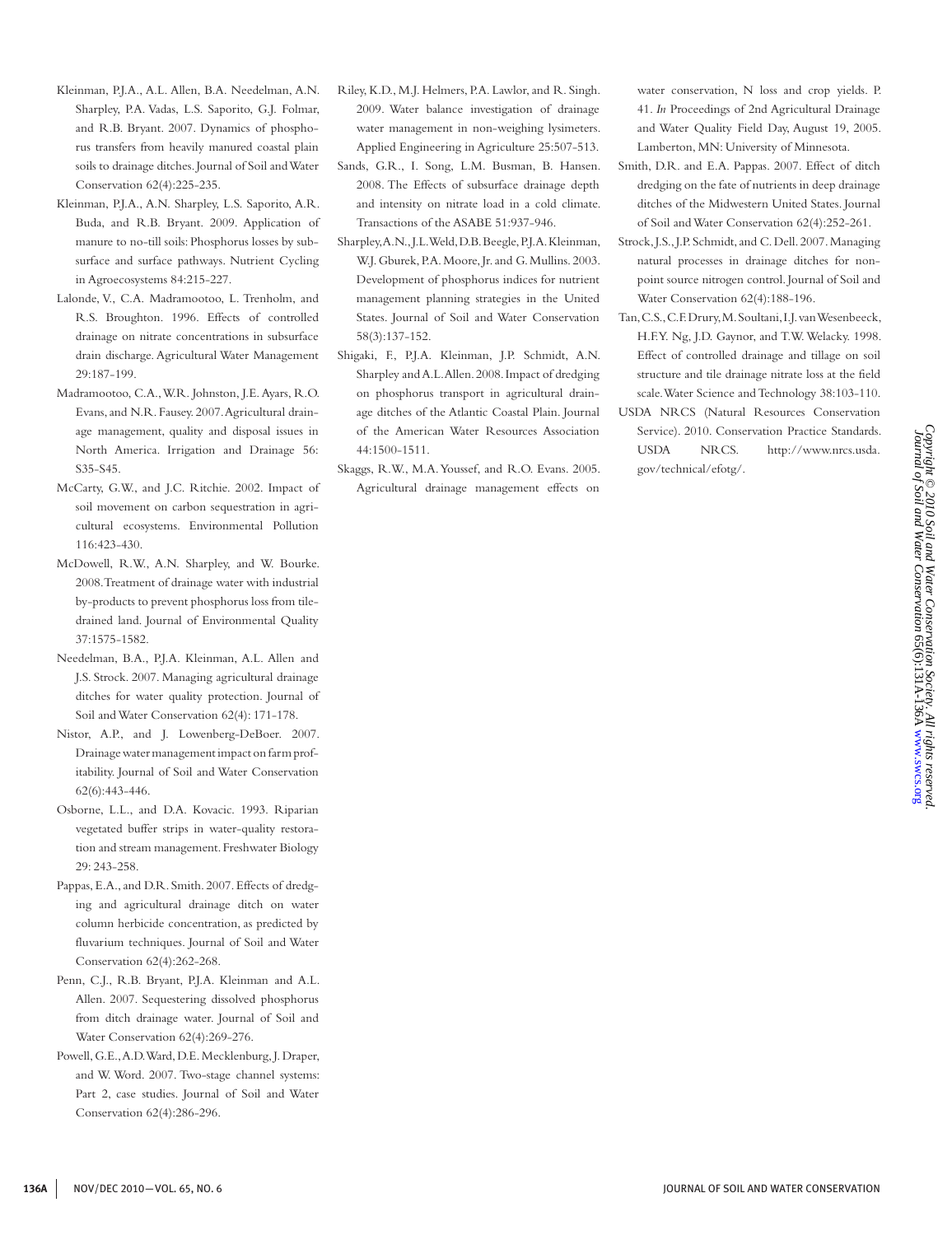Kleinman, P.J.A., A.L. Allen, B.A. Needelman, A.N. Sharpley, P.A. Vadas, L.S. Saporito, G.J. Folmar, and R.B. Bryant. 2007. Dynamics of phosphorus transfers from heavily manured coastal plain soils to drainage ditches. Journal of Soil and Water Conservation 62(4):225-235.

Kleinman, P.J.A., A.N. Sharpley, L.S. Saporito, A.R. Buda, and R.B. Bryant. 2009. Application of manure to no-till soils: Phosphorus losses by subsurface and surface pathways. Nutrient Cycling in Agroecosystems 84:215-227.

Lalonde, V., C.A. Madramootoo, L. Trenholm, and R.S. Broughton. 1996. Effects of controlled drainage on nitrate concentrations in subsurface drain discharge. Agricultural Water Management 29:187-199.

Madramootoo, C.A., W.R. Johnston, J.E. Ayars, R.O. Evans, and N.R. Fausey. 2007. Agricultural drainage management, quality and disposal issues in North America. Irrigation and Drainage 56: S35-S45.

McCarty, G.W., and J.C. Ritchie. 2002. Impact of soil movement on carbon sequestration in agricultural ecosystems. Environmental Pollution 116:423-430.

McDowell, R.W., A.N. Sharpley, and W. Bourke. 2008. Treatment of drainage water with industrial by-products to prevent phosphorus loss from tile-drained land. Journal of Environmental Quality 37:1575-1582.

Needelman, B.A., P.J.A. Kleinman, A.L. Allen and J.S. Strock. 2007. Managing agricultural drainage ditches for water quality protection. Journal of Soil and Water Conservation 62(4): 171-178.

Nistor, A.P., and J. Lowenberg-DeBoer. 2007. Drainage water management impact on farm profitability. Journal of Soil and Water Conservation 62(6):443-446.

Osborne, L.L., and D.A. Kovacic. 1993. Riparian vegetated buffer strips in water-quality restoration and stream management. Freshwater Biology 29: 243-258.

Pappas, E.A., and D.R. Smith. 2007. Effects of dredging and agricultural drainage ditch on water column herbicide concentration, as predicted by fluvarium techniques. Journal of Soil and Water Conservation 62(4):262-268.

Penn, C.J., R.B. Bryant, P.J.A. Kleinman and A.L. Allen. 2007. Sequestering dissolved phosphorus from ditch drainage water. Journal of Soil and Water Conservation 62(4):269-276.

Powell, G.E., A.D. Ward, D.E. Mecklenburg, J. Draper, and W. Word. 2007. Two-stage channel systems: Part 2, case studies. Journal of Soil and Water Conservation 62(4):286-296.

Riley, K.D., M.J. Helmers, P.A. Lawlor, and R. Singh. 2009. Water balance investigation of drainage water management in non-weighing lysimeters. Applied Engineering in Agriculture 25:507-513.

Sands, G.R., I. Song, L.M. Busman, B. Hansen. 2008. The Effects of subsurface drainage depth and intensity on nitrate load in a cold climate. Transactions of the ASABE 51:937-946.

Sharpley, A.N., J.L. Weld, D.B. Beegle, P.J.A. Kleinman, W.J. Gburek, P.A. Moore, Jr. and G. Mullins. 2003. Development of phosphorus indices for nutrient management planning strategies in the United States. Journal of Soil and Water Conservation 58(3):137-152.

Shigaki, F., P.J.A. Kleinman, J.P. Schmidt, A.N. Sharpley and A.L. Allen. 2008. Impact of dredging on phosphorus transport in agricultural drainage ditches of the Atlantic Coastal Plain. Journal of the American Water Resources Association 44:1500-1511.

Skaggs, R.W., M.A. Youssef, and R.O. Evans. 2005. Agricultural drainage management effects on water conservation, N loss and crop yields. P. 41. *In* Proceedings of 2nd Agricultural Drainage and Water Quality Field Day, August 19, 2005. Lamberton, MN: University of Minnesota.

Smith, D.R. and E.A. Pappas. 2007. Effect of ditch dredging on the fate of nutrients in deep drainage ditches of the Midwestern United States. Journal of Soil and Water Conservation 62(4):252-261.

Strock, J.S., J.P. Schmidt, and C. Dell. 2007. Managing natural processes in drainage ditches for nonpoint source nitrogen control. Journal of Soil and Water Conservation 62(4):188-196.

Tan, C.S., C.F. Drury, M. Soultani, I.J. van Wesenbeeck, H.F.Y. Ng, J.D. Gaynor, and T.W. Welacky. 1998. Effect of controlled drainage and tillage on soil structure and tile drainage nitrate loss at the field scale. Water Science and Technology 38:103-110.

USDA NRCS (Natural Resources Conservation Service). 2010. Conservation Practice Standards. USDA NRCS. http://www.nrcs.usda.gov/technical/efotg/.